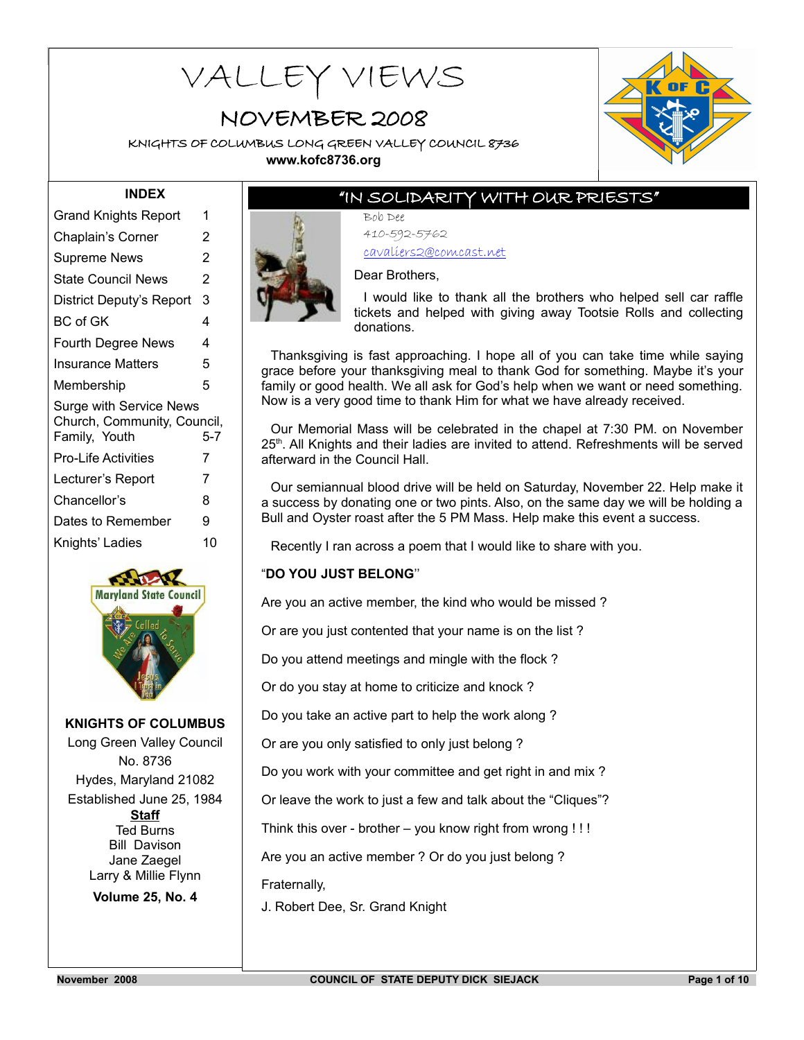# VALLEY VIEWS

## NOVEMBER 2008

KNIGHTS OF COLUMBUS LONG GREEN VALLEY COUNCIL 8736

**www.kofc8736.org**

### INDEX

| | |
|---|---|
| Grand Knights Report | 1 |
| Chaplain's Corner | 2 |
| Supreme News | 2 |
| State Council News | 2 |
| District Deputy's Report | 3 |
| BC of GK | 4 |
| Fourth Degree News | 4 |
| Insurance Matters | 5 |
| Membership | 5 |
| Surge with Service News Church, Community, Council, Family, Youth | 5-7 |
| Pro-Life Activities | 7 |
| Lecturer's Report | 7 |
| Chancellor's | 8 |
| Dates to Remember | 9 |
| Knights' Ladies | 10 |

**KNIGHTS OF COLUMBUS**

Long Green Valley Council
No. 8736
Hydes, Maryland 21082
Established June 25, 1984

**Staff**

Ted Burns
Bill Davison
Jane Zaegel
Larry & Millie Flynn

**Volume 25, No. 4**

## "IN SOLIDARITY WITH OUR PRIESTS"

Bob Dee
410-592-5762
cavaliers2@comcast.net

Dear Brothers,

I would like to thank all the brothers who helped sell car raffle tickets and helped with giving away Tootsie Rolls and collecting donations.

Thanksgiving is fast approaching. I hope all of you can take time while saying grace before your thanksgiving meal to thank God for something. Maybe it's your family or good health. We all ask for God's help when we want or need something. Now is a very good time to thank Him for what we have already received.

Our Memorial Mass will be celebrated in the chapel at 7:30 PM. on November 25th. All Knights and their ladies are invited to attend. Refreshments will be served afterward in the Council Hall.

Our semiannual blood drive will be held on Saturday, November 22. Help make it a success by donating one or two pints. Also, on the same day we will be holding a Bull and Oyster roast after the 5 PM Mass. Help make this event a success.

Recently I ran across a poem that I would like to share with you.

"**DO YOU JUST BELONG**"

Are you an active member, the kind who would be missed ?

Or are you just contented that your name is on the list ?

Do you attend meetings and mingle with the flock ?

Or do you stay at home to criticize and knock ?

Do you take an active part to help the work along ?

Or are you only satisfied to only just belong ?

Do you work with your committee and get right in and mix ?

Or leave the work to just a few and talk about the "Cliques"?

Think this over - brother – you know right from wrong ! ! !

Are you an active member ? Or do you just belong ?

Fraternally,

J. Robert Dee, Sr. Grand Knight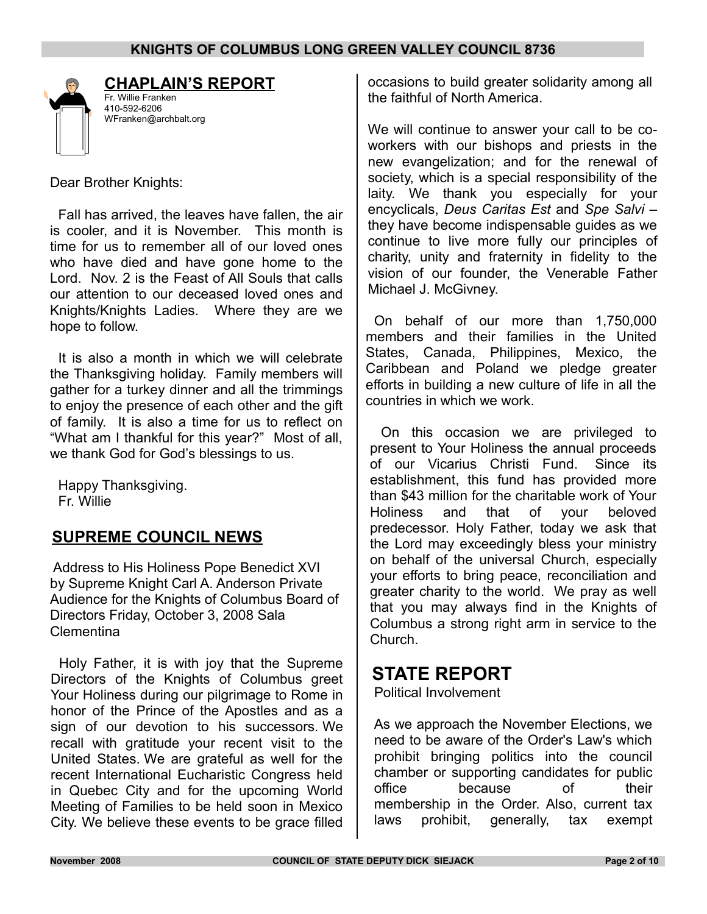## CHAPLAIN'S REPORT

Fr. Willie Franken
410-592-6206
WFranken@archbalt.org

Dear Brother Knights:

Fall has arrived, the leaves have fallen, the air is cooler, and it is November. This month is time for us to remember all of our loved ones who have died and have gone home to the Lord. Nov. 2 is the Feast of All Souls that calls our attention to our deceased loved ones and Knights/Knights Ladies. Where they are we hope to follow.

It is also a month in which we will celebrate the Thanksgiving holiday. Family members will gather for a turkey dinner and all the trimmings to enjoy the presence of each other and the gift of family. It is also a time for us to reflect on "What am I thankful for this year?" Most of all, we thank God for God's blessings to us.

Happy Thanksgiving.
Fr. Willie

## SUPREME COUNCIL NEWS

Address to His Holiness Pope Benedict XVI by Supreme Knight Carl A. Anderson Private Audience for the Knights of Columbus Board of Directors Friday, October 3, 2008 Sala Clementina

Holy Father, it is with joy that the Supreme Directors of the Knights of Columbus greet Your Holiness during our pilgrimage to Rome in honor of the Prince of the Apostles and as a sign of our devotion to his successors. We recall with gratitude your recent visit to the United States. We are grateful as well for the recent International Eucharistic Congress held in Quebec City and for the upcoming World Meeting of Families to be held soon in Mexico City. We believe these events to be grace filled occasions to build greater solidarity among all the faithful of North America.

We will continue to answer your call to be co-workers with our bishops and priests in the new evangelization; and for the renewal of society, which is a special responsibility of the laity. We thank you especially for your encyclicals, *Deus Caritas Est* and *Spe Salvi* – they have become indispensable guides as we continue to live more fully our principles of charity, unity and fraternity in fidelity to the vision of our founder, the Venerable Father Michael J. McGivney.

On behalf of our more than 1,750,000 members and their families in the United States, Canada, Philippines, Mexico, the Caribbean and Poland we pledge greater efforts in building a new culture of life in all the countries in which we work.

On this occasion we are privileged to present to Your Holiness the annual proceeds of our Vicarius Christi Fund. Since its establishment, this fund has provided more than $43 million for the charitable work of Your Holiness and that of your beloved predecessor. Holy Father, today we ask that the Lord may exceedingly bless your ministry on behalf of the universal Church, especially your efforts to bring peace, reconciliation and greater charity to the world. We pray as well that you may always find in the Knights of Columbus a strong right arm in service to the Church.

## STATE REPORT

Political Involvement

As we approach the November Elections, we need to be aware of the Order's Law's which prohibit bringing politics into the council chamber or supporting candidates for public office because of their membership in the Order. Also, current tax laws prohibit, generally, tax exempt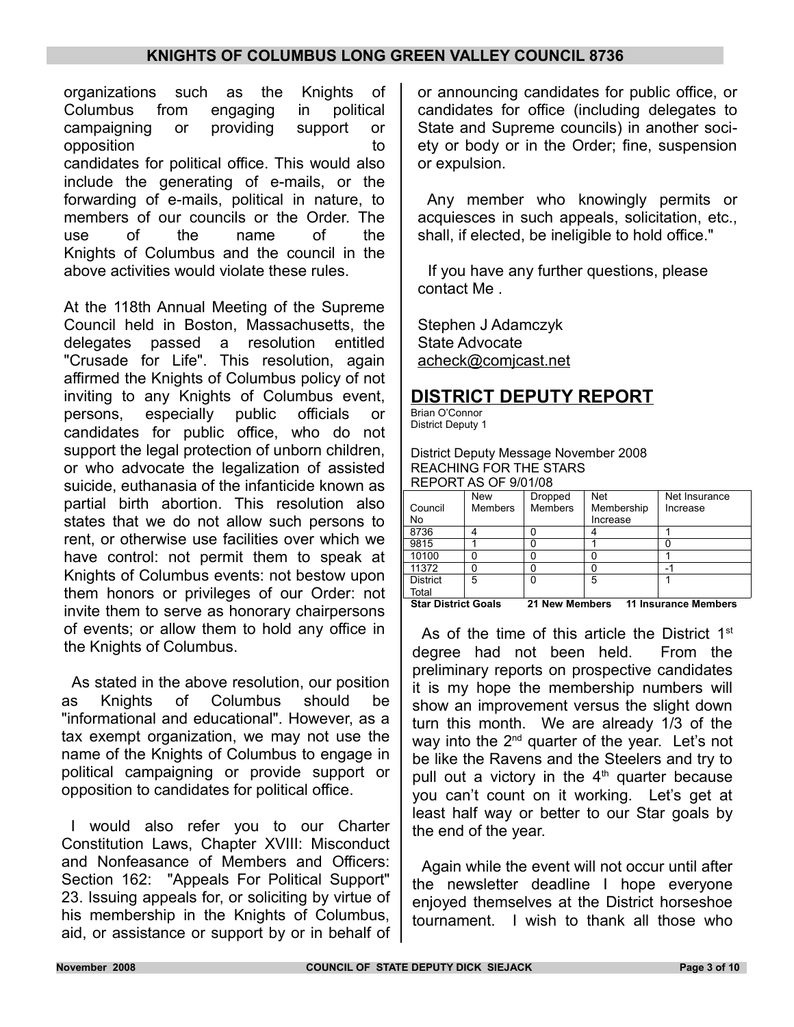organizations such as the Knights of Columbus from engaging in political campaigning or providing support or opposition to candidates for political office. This would also include the generating of e-mails, or the forwarding of e-mails, political in nature, to members of our councils or the Order. The use of the name of the Knights of Columbus and the council in the above activities would violate these rules.

At the 118th Annual Meeting of the Supreme Council held in Boston, Massachusetts, the delegates passed a resolution entitled "Crusade for Life". This resolution, again affirmed the Knights of Columbus policy of not inviting to any Knights of Columbus event, persons, especially public officials or candidates for public office, who do not support the legal protection of unborn children, or who advocate the legalization of assisted suicide, euthanasia of the infanticide known as partial birth abortion. This resolution also states that we do not allow such persons to rent, or otherwise use facilities over which we have control: not permit them to speak at Knights of Columbus events: not bestow upon them honors or privileges of our Order: not invite them to serve as honorary chairpersons of events; or allow them to hold any office in the Knights of Columbus.

As stated in the above resolution, our position as Knights of Columbus should be "informational and educational". However, as a tax exempt organization, we may not use the name of the Knights of Columbus to engage in political campaigning or provide support or opposition to candidates for political office.

I would also refer you to our Charter Constitution Laws, Chapter XVIII: Misconduct and Nonfeasance of Members and Officers: Section 162: "Appeals For Political Support" 23. Issuing appeals for, or soliciting by virtue of his membership in the Knights of Columbus, aid, or assistance or support by or in behalf of or announcing candidates for public office, or candidates for office (including delegates to State and Supreme councils) in another society or body or in the Order; fine, suspension or expulsion.

Any member who knowingly permits or acquiesces in such appeals, solicitation, etc., shall, if elected, be ineligible to hold office."

If you have any further questions, please contact Me .

Stephen J Adamczyk
State Advocate
acheck@comjcast.net

## DISTRICT DEPUTY REPORT

Brian O'Connor
District Deputy 1

District Deputy Message November 2008
REACHING FOR THE STARS
REPORT AS OF 9/01/08

| Council No | New Members | Dropped Members | Net Membership Increase | Net Insurance Increase |
|---|---|---|---|---|
| 8736 | 4 | 0 | 4 | 1 |
| 9815 | 1 | 0 | 1 | 0 |
| 10100 | 0 | 0 | 0 | 1 |
| 11372 | 0 | 0 | 0 | -1 |
| District Total | 5 | 0 | 5 | 1 |

**Star District Goals 21 New Members 11 Insurance Members**

As of the time of this article the District 1st degree had not been held. From the preliminary reports on prospective candidates it is my hope the membership numbers will show an improvement versus the slight down turn this month. We are already 1/3 of the way into the 2nd quarter of the year. Let's not be like the Ravens and the Steelers and try to pull out a victory in the 4th quarter because you can't count on it working. Let's get at least half way or better to our Star goals by the end of the year.

Again while the event will not occur until after the newsletter deadline I hope everyone enjoyed themselves at the District horseshoe tournament. I wish to thank all those who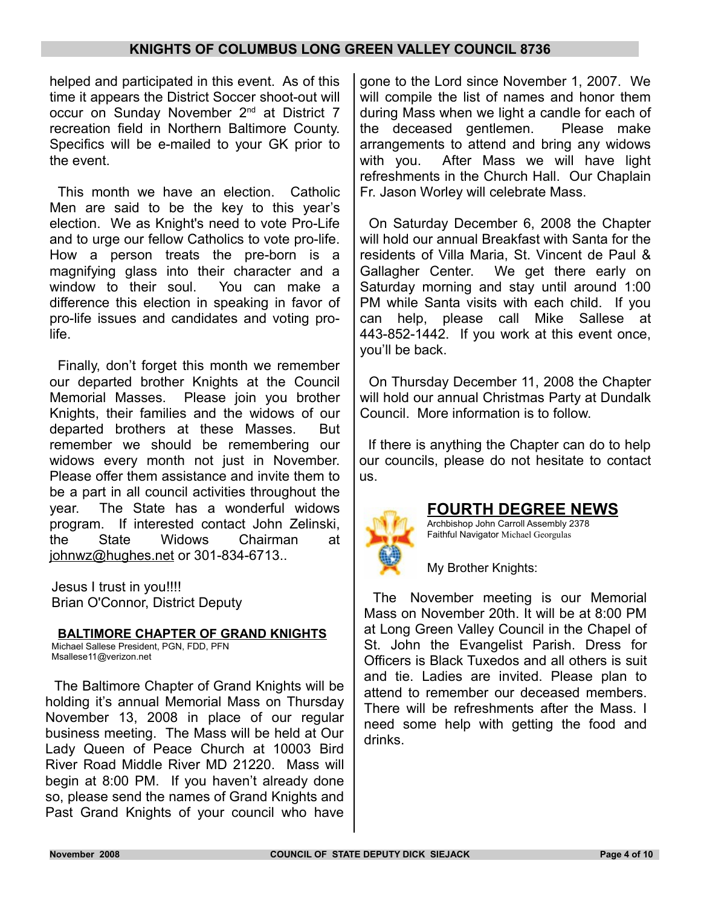helped and participated in this event. As of this time it appears the District Soccer shoot-out will occur on Sunday November 2nd at District 7 recreation field in Northern Baltimore County. Specifics will be e-mailed to your GK prior to the event.

This month we have an election. Catholic Men are said to be the key to this year's election. We as Knight's need to vote Pro-Life and to urge our fellow Catholics to vote pro-life. How a person treats the pre-born is a magnifying glass into their character and a window to their soul. You can make a difference this election in speaking in favor of pro-life issues and candidates and voting pro-life.

Finally, don't forget this month we remember our departed brother Knights at the Council Memorial Masses. Please join you brother Knights, their families and the widows of our departed brothers at these Masses. But remember we should be remembering our widows every month not just in November. Please offer them assistance and invite them to be a part in all council activities throughout the year. The State has a wonderful widows program. If interested contact John Zelinski, the State Widows Chairman at johnwz@hughes.net or 301-834-6713..

Jesus I trust in you!!!!
Brian O'Connor, District Deputy

## BALTIMORE CHAPTER OF GRAND KNIGHTS

Michael Sallese President, PGN, FDD, PFN
Msallese11@verizon.net

The Baltimore Chapter of Grand Knights will be holding it's annual Memorial Mass on Thursday November 13, 2008 in place of our regular business meeting. The Mass will be held at Our Lady Queen of Peace Church at 10003 Bird River Road Middle River MD 21220. Mass will begin at 8:00 PM. If you haven't already done so, please send the names of Grand Knights and Past Grand Knights of your council who have gone to the Lord since November 1, 2007. We will compile the list of names and honor them during Mass when we light a candle for each of the deceased gentlemen. Please make arrangements to attend and bring any widows with you. After Mass we will have light refreshments in the Church Hall. Our Chaplain Fr. Jason Worley will celebrate Mass.

On Saturday December 6, 2008 the Chapter will hold our annual Breakfast with Santa for the residents of Villa Maria, St. Vincent de Paul & Gallagher Center. We get there early on Saturday morning and stay until around 1:00 PM while Santa visits with each child. If you can help, please call Mike Sallese at 443-852-1442. If you work at this event once, you'll be back.

On Thursday December 11, 2008 the Chapter will hold our annual Christmas Party at Dundalk Council. More information is to follow.

If there is anything the Chapter can do to help our councils, please do not hesitate to contact us.

## FOURTH DEGREE NEWS

Archbishop John Carroll Assembly 2378
Faithful Navigator Michael Georgulas

My Brother Knights:

The November meeting is our Memorial Mass on November 20th. It will be at 8:00 PM at Long Green Valley Council in the Chapel of St. John the Evangelist Parish. Dress for Officers is Black Tuxedos and all others is suit and tie. Ladies are invited. Please plan to attend to remember our deceased members. There will be refreshments after the Mass. I need some help with getting the food and drinks.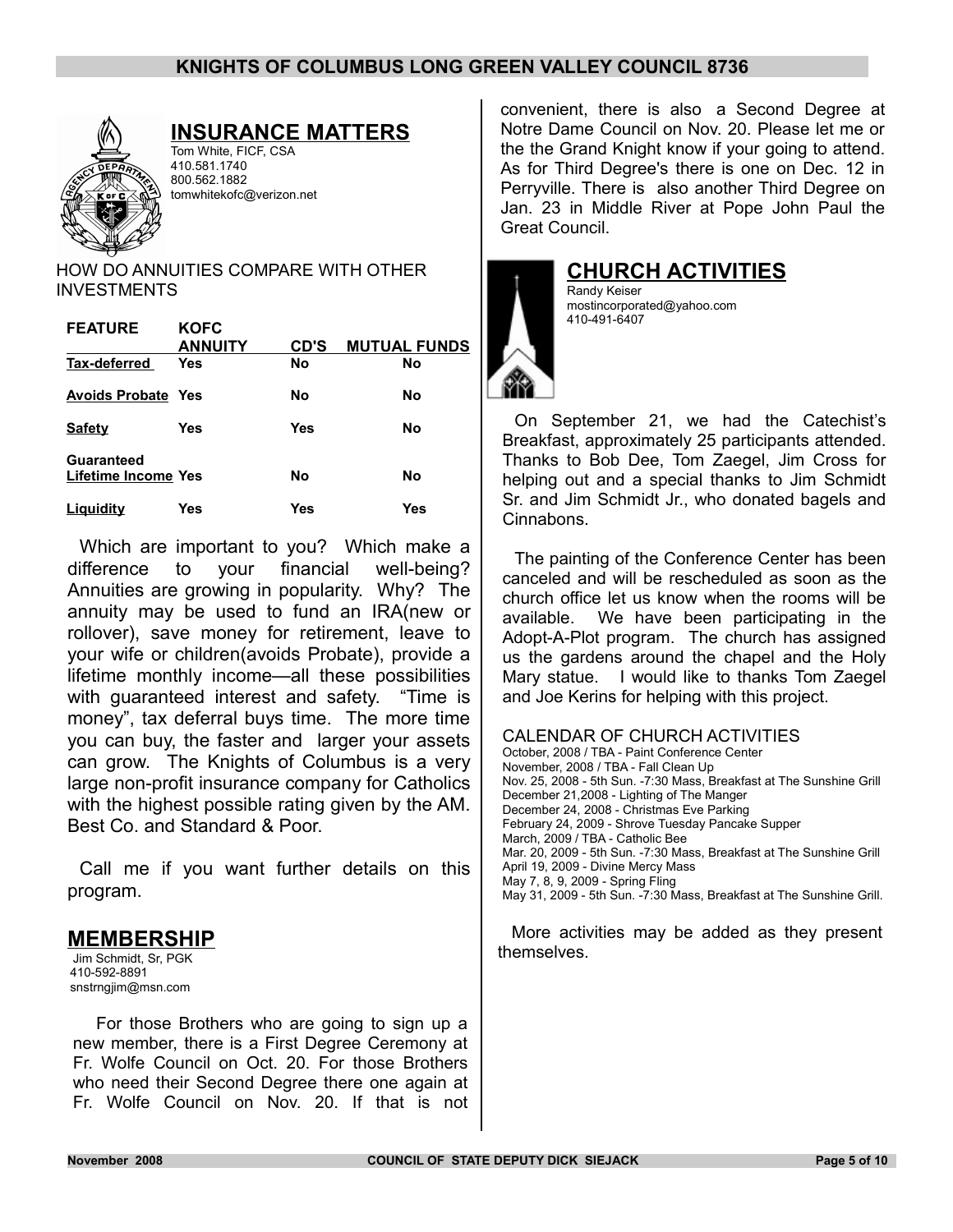## INSURANCE MATTERS

Tom White, FICF, CSA
410.581.1740
800.562.1882
tomwhitekofc@verizon.net

HOW DO ANNUITIES COMPARE WITH OTHER INVESTMENTS

| FEATURE | KOFC ANNUITY | CD'S | MUTUAL FUNDS |
|---|---|---|---|
| Tax-deferred | Yes | No | No |
| Avoids Probate | Yes | No | No |
| Safety | Yes | Yes | No |
| Guaranteed Lifetime Income | Yes | No | No |
| Liquidity | Yes | Yes | Yes |

Which are important to you? Which make a difference to your financial well-being? Annuities are growing in popularity. Why? The annuity may be used to fund an IRA(new or rollover), save money for retirement, leave to your wife or children(avoids Probate), provide a lifetime monthly income—all these possibilities with guaranteed interest and safety. "Time is money", tax deferral buys time. The more time you can buy, the faster and larger your assets can grow. The Knights of Columbus is a very large non-profit insurance company for Catholics with the highest possible rating given by the AM. Best Co. and Standard & Poor.

Call me if you want further details on this program.

## MEMBERSHIP

Jim Schmidt, Sr, PGK
410-592-8891
snstrngjim@msn.com

For those Brothers who are going to sign up a new member, there is a First Degree Ceremony at Fr. Wolfe Council on Oct. 20. For those Brothers who need their Second Degree there one again at Fr. Wolfe Council on Nov. 20. If that is not convenient, there is also a Second Degree at Notre Dame Council on Nov. 20. Please let me or the the Grand Knight know if your going to attend. As for Third Degree's there is one on Dec. 12 in Perryville. There is also another Third Degree on Jan. 23 in Middle River at Pope John Paul the Great Council.

## CHURCH ACTIVITIES

Randy Keiser
mostincorporated@yahoo.com
410-491-6407

On September 21, we had the Catechist's Breakfast, approximately 25 participants attended. Thanks to Bob Dee, Tom Zaegel, Jim Cross for helping out and a special thanks to Jim Schmidt Sr. and Jim Schmidt Jr., who donated bagels and Cinnabons.

The painting of the Conference Center has been canceled and will be rescheduled as soon as the church office let us know when the rooms will be available. We have been participating in the Adopt-A-Plot program. The church has assigned us the gardens around the chapel and the Holy Mary statue. I would like to thanks Tom Zaegel and Joe Kerins for helping with this project.

CALENDAR OF CHURCH ACTIVITIES

October, 2008 / TBA - Paint Conference Center
November, 2008 / TBA - Fall Clean Up
Nov. 25, 2008 - 5th Sun. -7:30 Mass, Breakfast at The Sunshine Grill
December 21,2008 - Lighting of The Manger
December 24, 2008 - Christmas Eve Parking
February 24, 2009 - Shrove Tuesday Pancake Supper
March, 2009 / TBA - Catholic Bee
Mar. 20, 2009 - 5th Sun. -7:30 Mass, Breakfast at The Sunshine Grill
April 19, 2009 - Divine Mercy Mass
May 7, 8, 9, 2009 - Spring Fling
May 31, 2009 - 5th Sun. -7:30 Mass, Breakfast at The Sunshine Grill.

More activities may be added as they present themselves.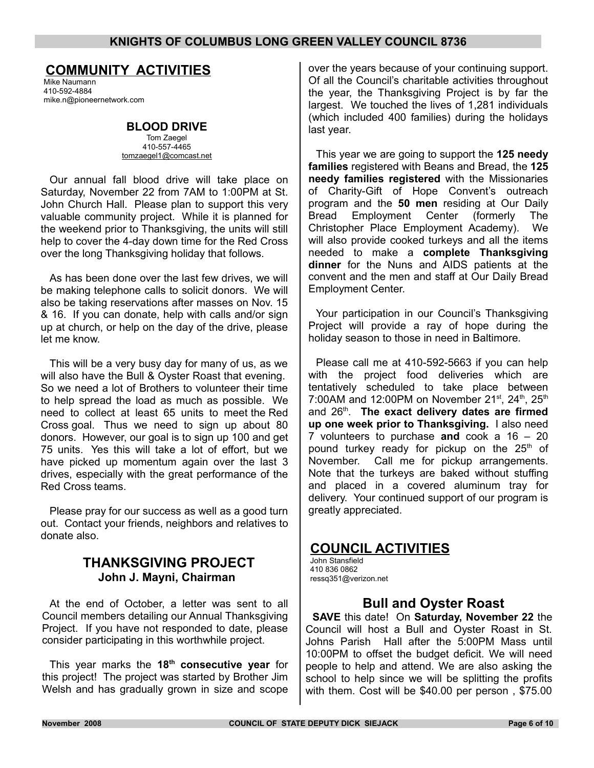## COMMUNITY ACTIVITIES

Mike Naumann
410-592-4884
mike.n@pioneernetwork.com

### BLOOD DRIVE

Tom Zaegel
410-557-4465
tomzaegel1@comcast.net

Our annual fall blood drive will take place on Saturday, November 22 from 7AM to 1:00PM at St. John Church Hall. Please plan to support this very valuable community project. While it is planned for the weekend prior to Thanksgiving, the units will still help to cover the 4-day down time for the Red Cross over the long Thanksgiving holiday that follows.

As has been done over the last few drives, we will be making telephone calls to solicit donors. We will also be taking reservations after masses on Nov. 15 & 16. If you can donate, help with calls and/or sign up at church, or help on the day of the drive, please let me know.

This will be a very busy day for many of us, as we will also have the Bull & Oyster Roast that evening. So we need a lot of Brothers to volunteer their time to help spread the load as much as possible. We need to collect at least 65 units to meet the Red Cross goal. Thus we need to sign up about 80 donors. However, our goal is to sign up 100 and get 75 units. Yes this will take a lot of effort, but we have picked up momentum again over the last 3 drives, especially with the great performance of the Red Cross teams.

Please pray for our success as well as a good turn out. Contact your friends, neighbors and relatives to donate also.

### THANKSGIVING PROJECT

**John J. Mayni, Chairman**

At the end of October, a letter was sent to all Council members detailing our Annual Thanksgiving Project. If you have not responded to date, please consider participating in this worthwhile project.

This year marks the **18th consecutive year** for this project! The project was started by Brother Jim Welsh and has gradually grown in size and scope over the years because of your continuing support. Of all the Council's charitable activities throughout the year, the Thanksgiving Project is by far the largest. We touched the lives of 1,281 individuals (which included 400 families) during the holidays last year.

This year we are going to support the **125 needy families** registered with Beans and Bread, the **125 needy families registered** with the Missionaries of Charity-Gift of Hope Convent's outreach program and the **50 men** residing at Our Daily Bread Employment Center (formerly The Christopher Place Employment Academy). We will also provide cooked turkeys and all the items needed to make a **complete Thanksgiving dinner** for the Nuns and AIDS patients at the convent and the men and staff at Our Daily Bread Employment Center.

Your participation in our Council's Thanksgiving Project will provide a ray of hope during the holiday season to those in need in Baltimore.

Please call me at 410-592-5663 if you can help with the project food deliveries which are tentatively scheduled to take place between 7:00AM and 12:00PM on November 21st, 24th, 25th and 26th. **The exact delivery dates are firmed up one week prior to Thanksgiving.** I also need 7 volunteers to purchase **and** cook a 16 – 20 pound turkey ready for pickup on the 25th of November. Call me for pickup arrangements. Note that the turkeys are baked without stuffing and placed in a covered aluminum tray for delivery. Your continued support of our program is greatly appreciated.

## COUNCIL ACTIVITIES

John Stansfield
410 836 0862
ressq351@verizon.net

### Bull and Oyster Roast

**SAVE** this date! On **Saturday, November 22** the Council will host a Bull and Oyster Roast in St. Johns Parish Hall after the 5:00PM Mass until 10:00PM to offset the budget deficit. We will need people to help and attend. We are also asking the school to help since we will be splitting the profits with them. Cost will be $40.00 per person , $75.00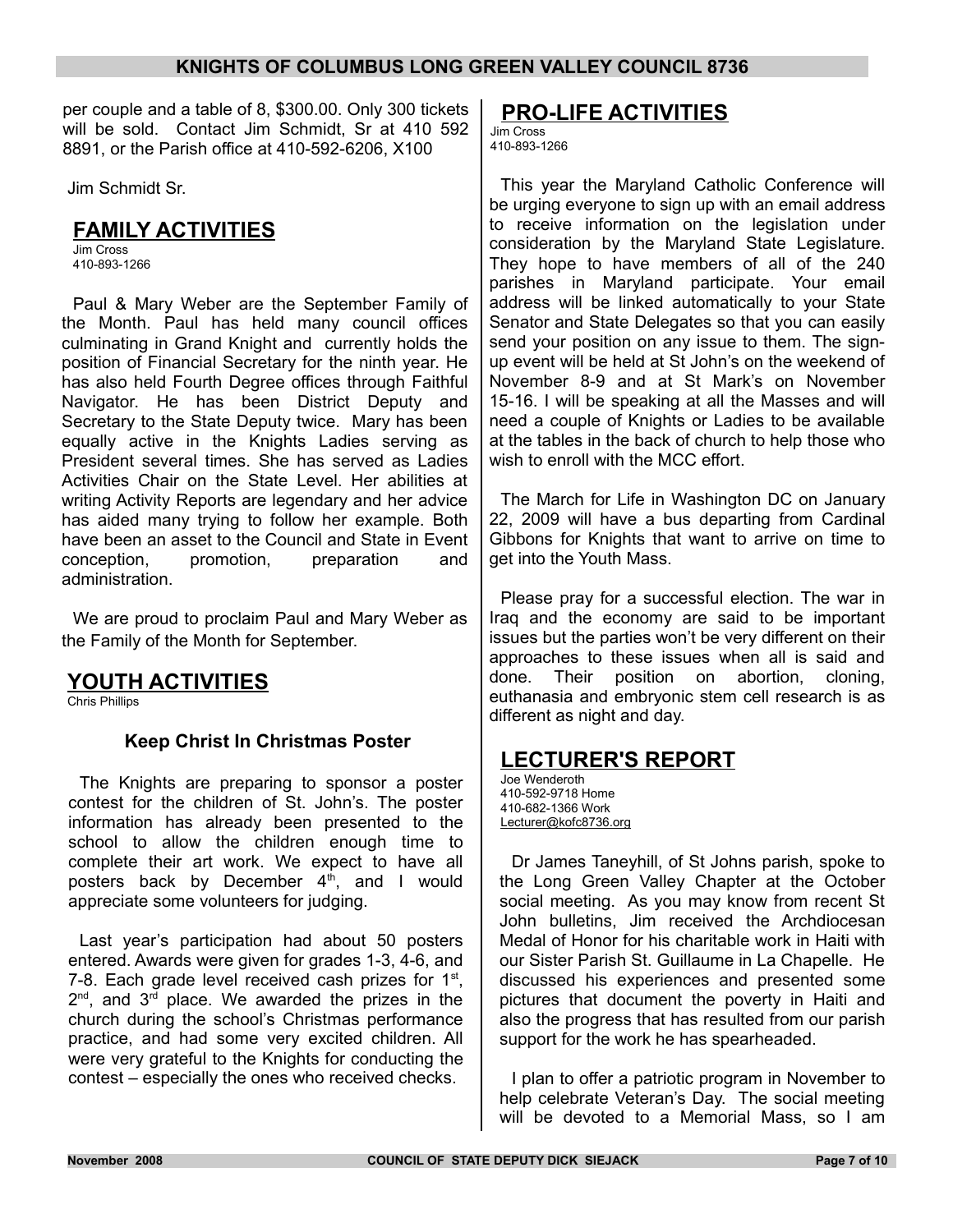per couple and a table of 8, $300.00. Only 300 tickets will be sold. Contact Jim Schmidt, Sr at 410 592 8891, or the Parish office at 410-592-6206, X100

Jim Schmidt Sr.

## FAMILY ACTIVITIES

Jim Cross
410-893-1266

Paul & Mary Weber are the September Family of the Month. Paul has held many council offices culminating in Grand Knight and currently holds the position of Financial Secretary for the ninth year. He has also held Fourth Degree offices through Faithful Navigator. He has been District Deputy and Secretary to the State Deputy twice. Mary has been equally active in the Knights Ladies serving as President several times. She has served as Ladies Activities Chair on the State Level. Her abilities at writing Activity Reports are legendary and her advice has aided many trying to follow her example. Both have been an asset to the Council and State in Event conception, promotion, preparation and administration.

We are proud to proclaim Paul and Mary Weber as the Family of the Month for September.

## YOUTH ACTIVITIES

Chris Phillips

### Keep Christ In Christmas Poster

The Knights are preparing to sponsor a poster contest for the children of St. John's. The poster information has already been presented to the school to allow the children enough time to complete their art work. We expect to have all posters back by December 4th, and I would appreciate some volunteers for judging.

Last year's participation had about 50 posters entered. Awards were given for grades 1-3, 4-6, and 7-8. Each grade level received cash prizes for 1st, 2nd, and 3rd place. We awarded the prizes in the church during the school's Christmas performance practice, and had some very excited children. All were very grateful to the Knights for conducting the contest – especially the ones who received checks.

## PRO-LIFE ACTIVITIES

Jim Cross
410-893-1266

This year the Maryland Catholic Conference will be urging everyone to sign up with an email address to receive information on the legislation under consideration by the Maryland State Legislature. They hope to have members of all of the 240 parishes in Maryland participate. Your email address will be linked automatically to your State Senator and State Delegates so that you can easily send your position on any issue to them. The sign-up event will be held at St John's on the weekend of November 8-9 and at St Mark's on November 15-16. I will be speaking at all the Masses and will need a couple of Knights or Ladies to be available at the tables in the back of church to help those who wish to enroll with the MCC effort.

The March for Life in Washington DC on January 22, 2009 will have a bus departing from Cardinal Gibbons for Knights that want to arrive on time to get into the Youth Mass.

Please pray for a successful election. The war in Iraq and the economy are said to be important issues but the parties won't be very different on their approaches to these issues when all is said and done. Their position on abortion, cloning, euthanasia and embryonic stem cell research is as different as night and day.

## LECTURER'S REPORT

Joe Wenderoth
410-592-9718 Home
410-682-1366 Work
Lecturer@kofc8736.org

Dr James Taneyhill, of St Johns parish, spoke to the Long Green Valley Chapter at the October social meeting. As you may know from recent St John bulletins, Jim received the Archdiocesan Medal of Honor for his charitable work in Haiti with our Sister Parish St. Guillaume in La Chapelle. He discussed his experiences and presented some pictures that document the poverty in Haiti and also the progress that has resulted from our parish support for the work he has spearheaded.

I plan to offer a patriotic program in November to help celebrate Veteran's Day. The social meeting will be devoted to a Memorial Mass, so I am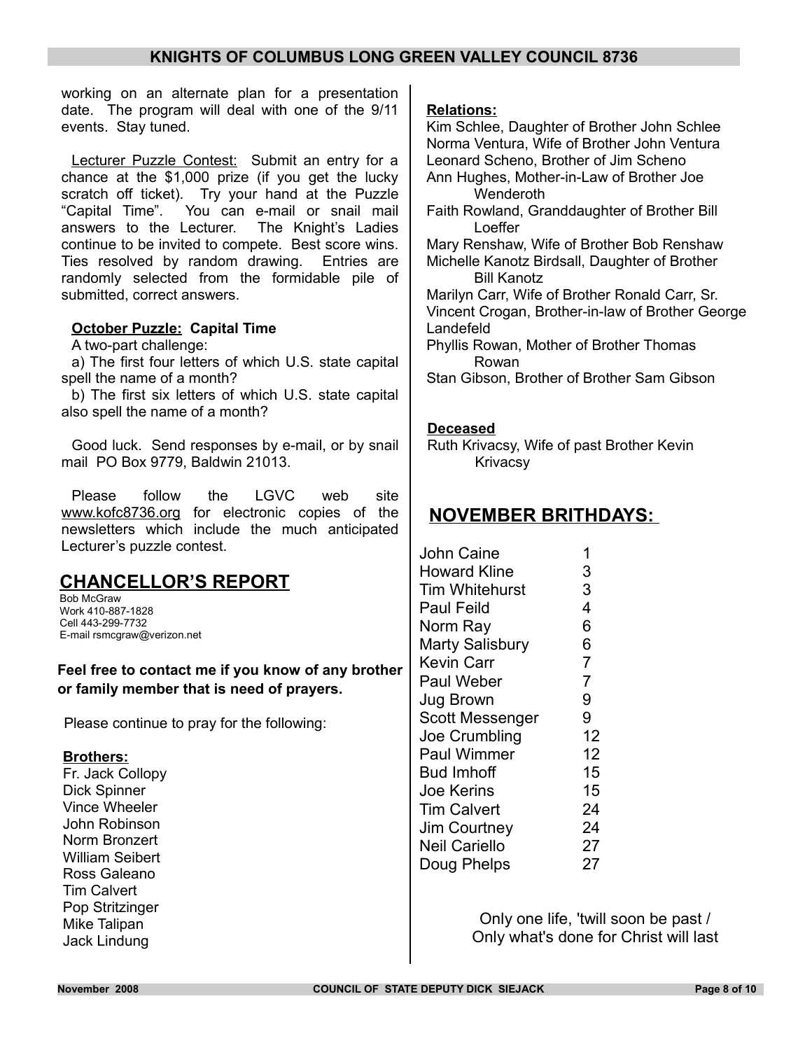working on an alternate plan for a presentation date. The program will deal with one of the 9/11 events. Stay tuned.

Lecturer Puzzle Contest: Submit an entry for a chance at the $1,000 prize (if you get the lucky scratch off ticket). Try your hand at the Puzzle "Capital Time". You can e-mail or snail mail answers to the Lecturer. The Knight's Ladies continue to be invited to compete. Best score wins. Ties resolved by random drawing. Entries are randomly selected from the formidable pile of submitted, correct answers.

**October Puzzle: Capital Time**

A two-part challenge:

a) The first four letters of which U.S. state capital spell the name of a month?

b) The first six letters of which U.S. state capital also spell the name of a month?

Good luck. Send responses by e-mail, or by snail mail PO Box 9779, Baldwin 21013.

Please follow the LGVC web site www.kofc8736.org for electronic copies of the newsletters which include the much anticipated Lecturer's puzzle contest.

## CHANCELLOR'S REPORT

Bob McGraw
Work 410-887-1828
Cell 443-299-7732
E-mail rsmcgraw@verizon.net

**Feel free to contact me if you know of any brother or family member that is need of prayers.**

Please continue to pray for the following:

**Brothers:**

Fr. Jack Collopy
Dick Spinner
Vince Wheeler
John Robinson
Norm Bronzert
William Seibert
Ross Galeano
Tim Calvert
Pop Stritzinger
Mike Talipan
Jack Lindung

**Relations:**

Kim Schlee, Daughter of Brother John Schlee
Norma Ventura, Wife of Brother John Ventura
Leonard Scheno, Brother of Jim Scheno
Ann Hughes, Mother-in-Law of Brother Joe Wenderoth
Faith Rowland, Granddaughter of Brother Bill Loeffer
Mary Renshaw, Wife of Brother Bob Renshaw
Michelle Kanotz Birdsall, Daughter of Brother Bill Kanotz
Marilyn Carr, Wife of Brother Ronald Carr, Sr.
Vincent Crogan, Brother-in-law of Brother George Landefeld
Phyllis Rowan, Mother of Brother Thomas Rowan
Stan Gibson, Brother of Brother Sam Gibson

**Deceased**

Ruth Krivacsy, Wife of past Brother Kevin Krivacsy

## NOVEMBER BRITHDAYS:

| | |
|---|---|
| John Caine | 1 |
| Howard Kline | 3 |
| Tim Whitehurst | 3 |
| Paul Feild | 4 |
| Norm Ray | 6 |
| Marty Salisbury | 6 |
| Kevin Carr | 7 |
| Paul Weber | 7 |
| Jug Brown | 9 |
| Scott Messenger | 9 |
| Joe Crumbling | 12 |
| Paul Wimmer | 12 |
| Bud Imhoff | 15 |
| Joe Kerins | 15 |
| Tim Calvert | 24 |
| Jim Courtney | 24 |
| Neil Cariello | 27 |
| Doug Phelps | 27 |

Only one life, 'twill soon be past /
Only what's done for Christ will last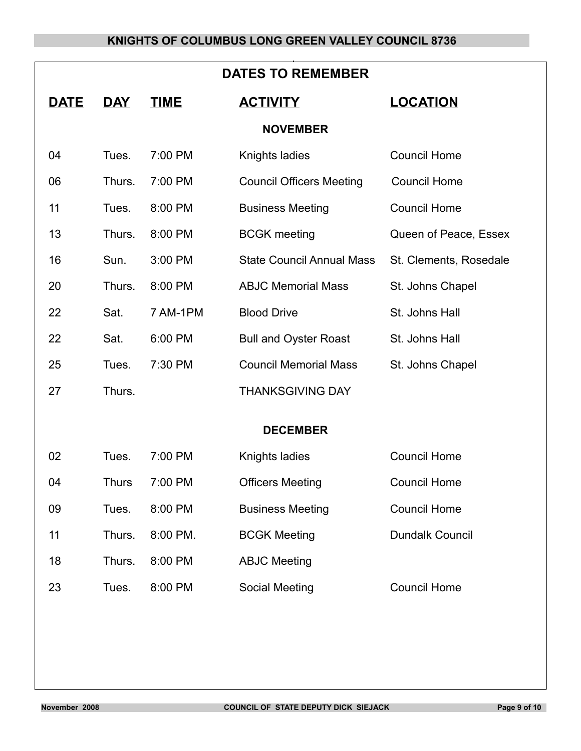## DATES TO REMEMBER

| DATE | DAY | TIME | ACTIVITY | LOCATION |
|---|---|---|---|---|
| | | | **NOVEMBER** | |
| 04 | Tues. | 7:00 PM | Knights ladies | Council Home |
| 06 | Thurs. | 7:00 PM | Council Officers Meeting | Council Home |
| 11 | Tues. | 8:00 PM | Business Meeting | Council Home |
| 13 | Thurs. | 8:00 PM | BCGK meeting | Queen of Peace, Essex |
| 16 | Sun. | 3:00 PM | State Council Annual Mass | St. Clements, Rosedale |
| 20 | Thurs. | 8:00 PM | ABJC Memorial Mass | St. Johns Chapel |
| 22 | Sat. | 7 AM-1PM | Blood Drive | St. Johns Hall |
| 22 | Sat. | 6:00 PM | Bull and Oyster Roast | St. Johns Hall |
| 25 | Tues. | 7:30 PM | Council Memorial Mass | St. Johns Chapel |
| 27 | Thurs. | | THANKSGIVING DAY | |
| | | | **DECEMBER** | |
| 02 | Tues. | 7:00 PM | Knights ladies | Council Home |
| 04 | Thurs | 7:00 PM | Officers Meeting | Council Home |
| 09 | Tues. | 8:00 PM | Business Meeting | Council Home |
| 11 | Thurs. | 8:00 PM. | BCGK Meeting | Dundalk Council |
| 18 | Thurs. | 8:00 PM | ABJC Meeting | |
| 23 | Tues. | 8:00 PM | Social Meeting | Council Home |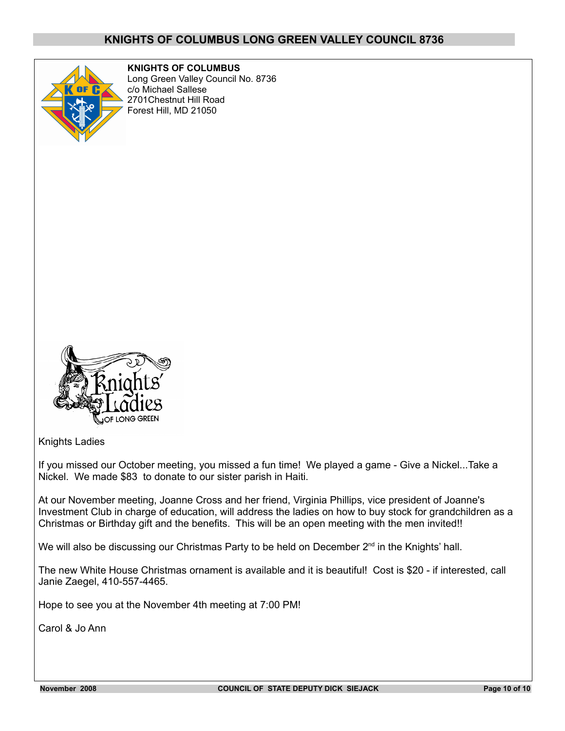**KNIGHTS OF COLUMBUS**
Long Green Valley Council No. 8736
c/o Michael Sallese
2701Chestnut Hill Road
Forest Hill, MD 21050

Knights Ladies

If you missed our October meeting, you missed a fun time! We played a game - Give a Nickel...Take a Nickel. We made $83 to donate to our sister parish in Haiti.

At our November meeting, Joanne Cross and her friend, Virginia Phillips, vice president of Joanne's Investment Club in charge of education, will address the ladies on how to buy stock for grandchildren as a Christmas or Birthday gift and the benefits. This will be an open meeting with the men invited!!

We will also be discussing our Christmas Party to be held on December 2nd in the Knights' hall.

The new White House Christmas ornament is available and it is beautiful! Cost is $20 - if interested, call Janie Zaegel, 410-557-4465.

Hope to see you at the November 4th meeting at 7:00 PM!

Carol & Jo Ann